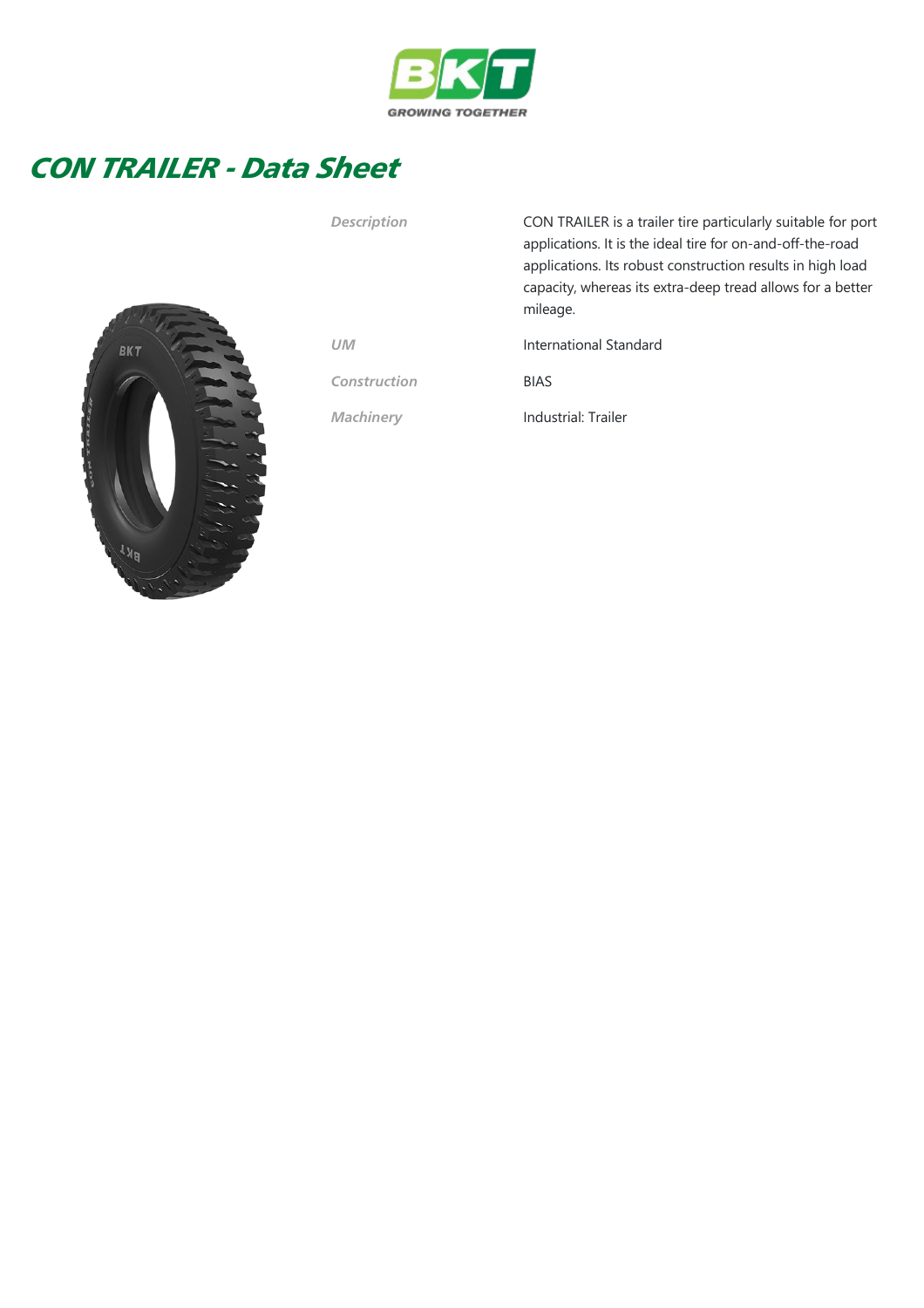# CON TRAILER - Data Sheet

| | |
|---|---|
| *Description* | CON TRAILER is a trailer tire particularly suitable for port applications. It is the ideal tire for on-and-off-the-road applications. Its robust construction results in high load capacity, whereas its extra-deep tread allows for a better mileage. |
| *UM* | International Standard |
| *Construction* | BIAS |
| *Machinery* | Industrial: Trailer |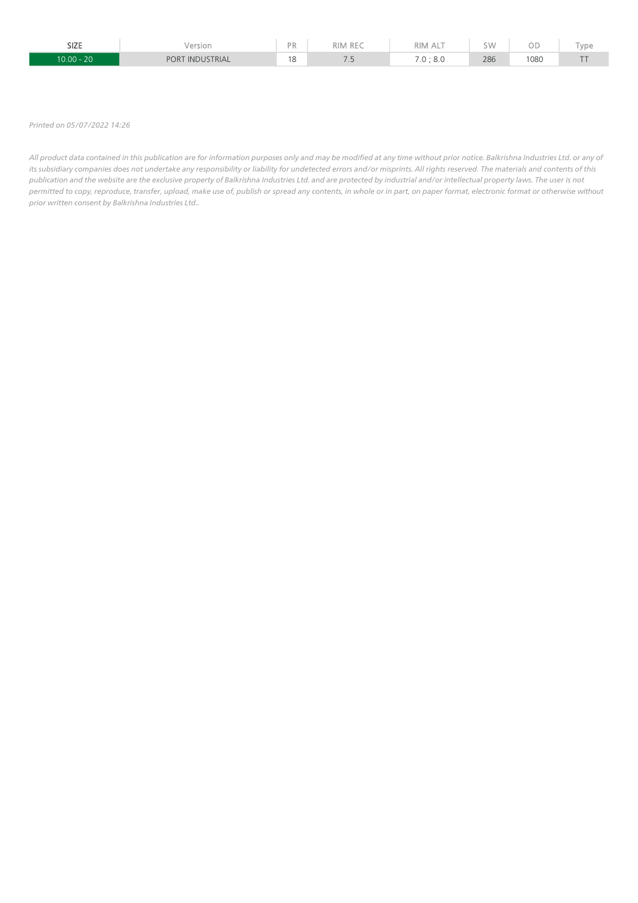| SIZE | Version | PR | RIM REC | RIM ALT | SW | OD | Type |
| --- | --- | --- | --- | --- | --- | --- | --- |
| 10.00 - 20 | PORT INDUSTRIAL | 18 | 7.5 | 7.0 ; 8.0 | 286 | 1080 | TT |

*Printed on 05/07/2022 14:26*

*All product data contained in this publication are for information purposes only and may be modified at any time without prior notice. Balkrishna Industries Ltd. or any of its subsidiary companies does not undertake any responsibility or liability for undetected errors and/or misprints. All rights reserved. The materials and contents of this publication and the website are the exclusive property of Balkrishna Industries Ltd. and are protected by industrial and/or intellectual property laws. The user is not permitted to copy, reproduce, transfer, upload, make use of, publish or spread any contents, in whole or in part, on paper format, electronic format or otherwise without prior written consent by Balkrishna Industries Ltd..*